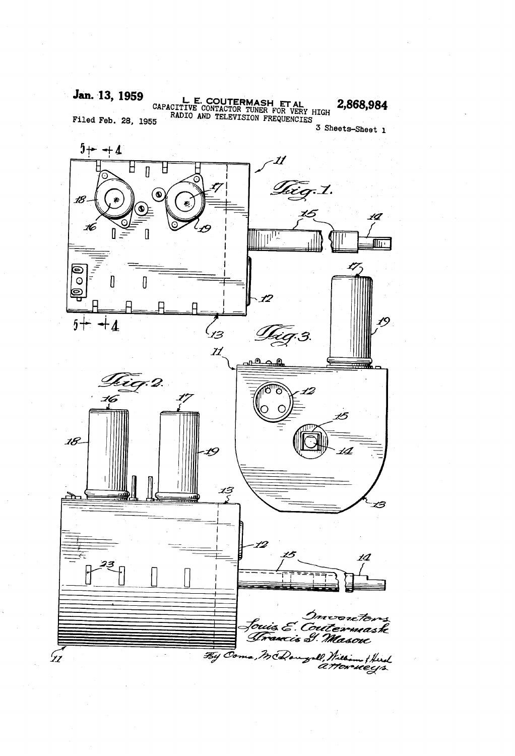Jan. 13, 1959

L. E. COUTERMASH ET AL

2,868,984

CAPACITIVE CONTACTOR TUNER FOR VERY HIGH RADIO AND TELEVISION FREQUENCIES

Filed Feb. 28, 1955

3 Sheets-Sheet 1

Fig. 1.

Fig. 2.

Fig. 3.

Inventors
Louis E. Coutermash
Francis G. Mason

By Oomo, McDougall, Williams & Hersh
Attorneys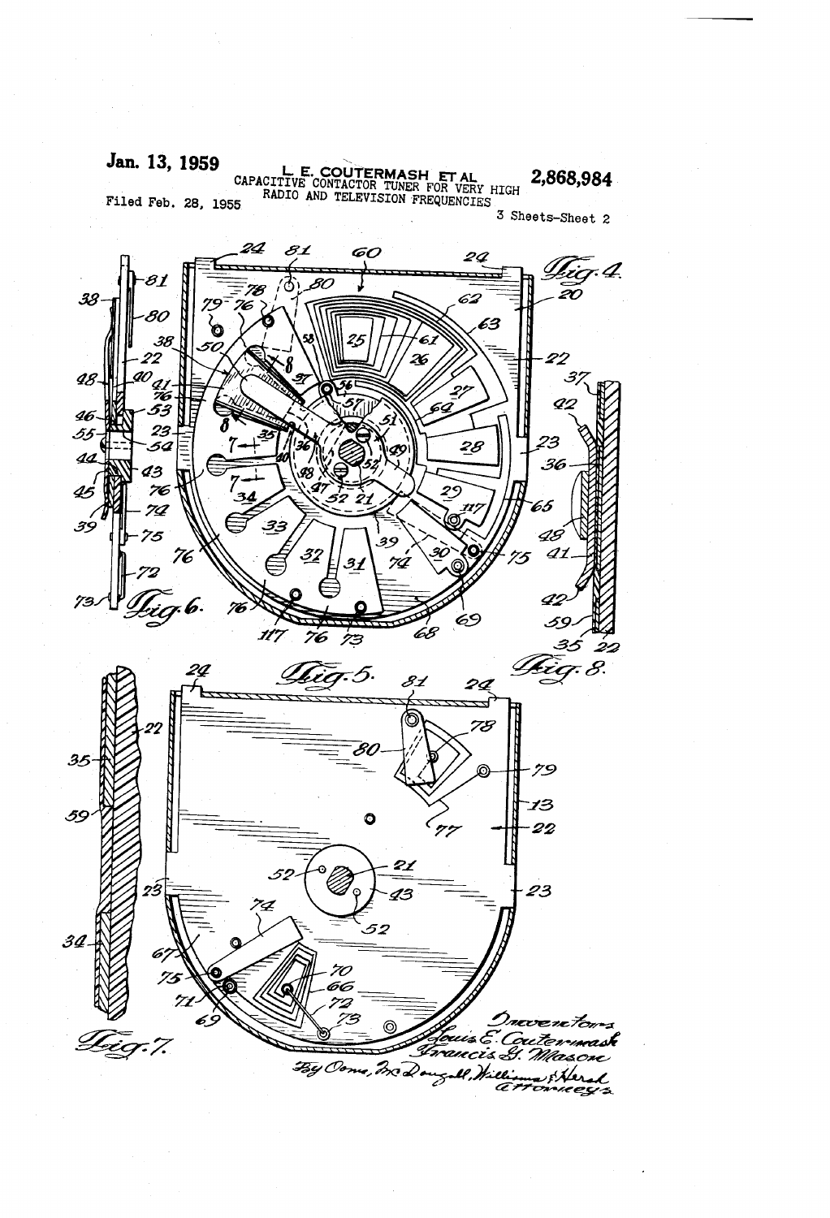Jan. 13, 1959 L. E. COUTERMASH ET AL 2,868,984

CAPACITIVE CONTACTOR TUNER FOR VERY HIGH RADIO AND TELEVISION FREQUENCIES

Filed Feb. 28, 1955

3 Sheets-Sheet 2

Fig. 4.

Fig. 5.

Fig. 6.

Fig. 7.

Fig. 8.

Inventors
Louis E. Coutermash
Francis G. Mason
By Owen, McDougall, Williams & Hersh
Attorneys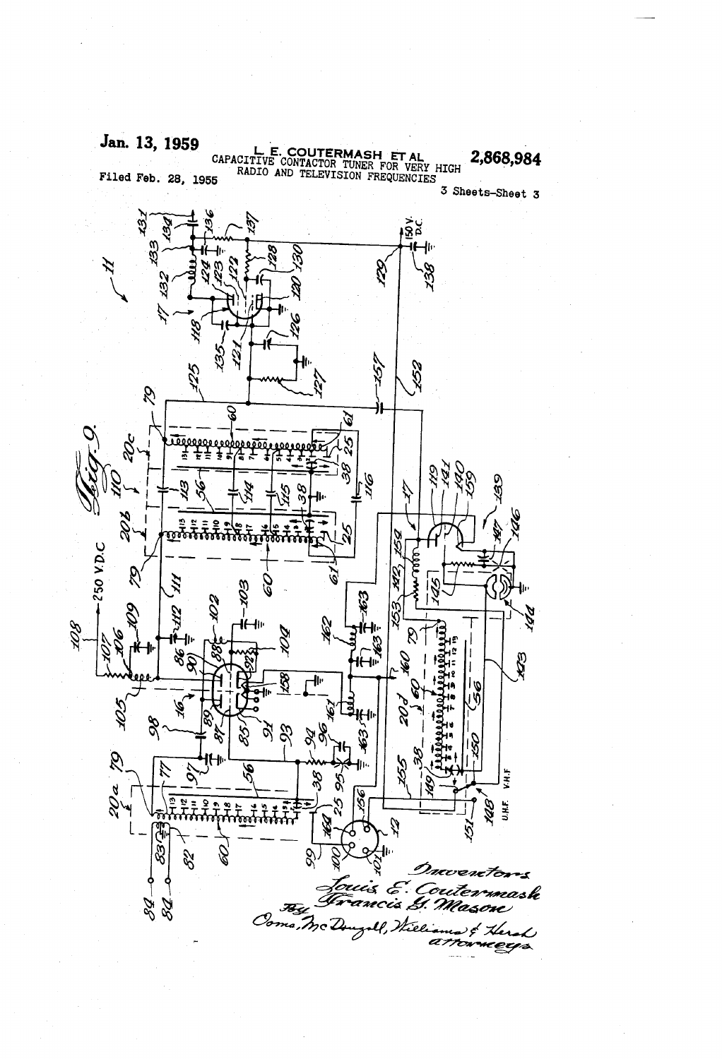Jan. 13, 1959

L. E. COUTERMASH ET AL

CAPACITIVE CONTACTOR TUNER FOR VERY HIGH RADIO AND TELEVISION FREQUENCIES

2,868,984

Filed Feb. 28, 1955

3 Sheets-Sheet 3

Fig. 9.

250 V.D.C

150 V. D.C.

U.H.F. V.H.F

Inventors
Louis E. Coutermash
Francis G. Mason
By Owens, McDougall, Williams & Hersh
attorneys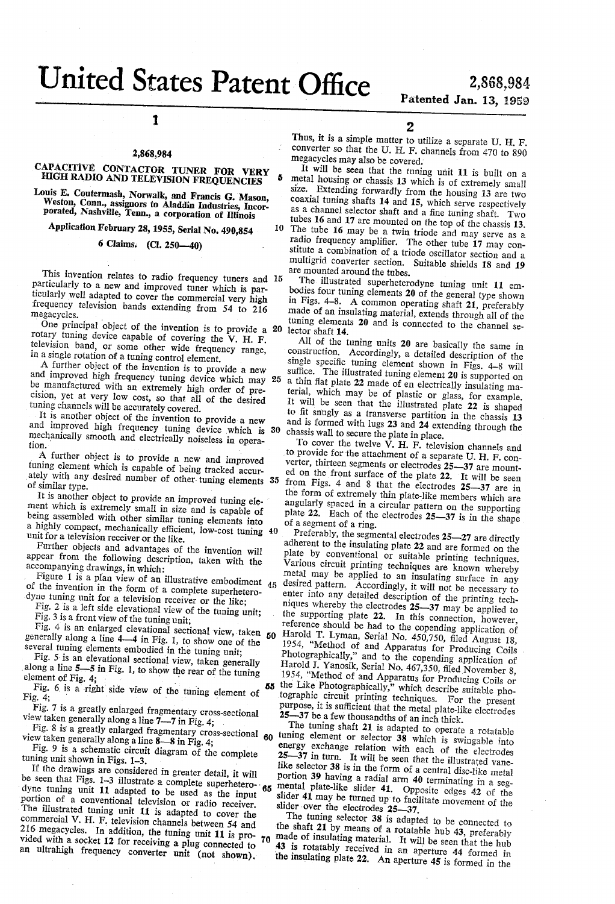# United States Patent Office

2,868,984

Patented Jan. 13, 1959

## 2,868,984

## CAPACITIVE CONTACTOR TUNER FOR VERY HIGH RADIO AND TELEVISION FREQUENCIES

Louis E. Coutermash, Norwalk, and Francis G. Mason, Weston, Conn., assignors to Aladdin Industries, Incorporated, Nashville, Tenn., a corporation of Illinois

Application February 28, 1955, Serial No. 490,854

6 Claims. (Cl. 250—40)

This invention relates to radio frequency tuners and particularly to a new and improved tuner which is particularly well adapted to cover the commercial very high frequency television bands extending from 54 to 216 megacycles.

One principal object of the invention is to provide a rotary tuning device capable of covering the V. H. F. television band, or some other wide frequency range, in a single rotation of a tuning control element.

A further object of the invention is to provide a new and improved high frequency tuning device which may be manufactured with an extremely high order of precision, yet at very low cost, so that all of the desired tuning channels will be accurately covered.

It is another object of the invention to provide a new and improved high frequency tuning device which is mechanically smooth and electrically noiseless in operation.

A further object is to provide a new and improved tuning element which is capable of being tracked accurately with any desired number of other tuning elements of similar type.

It is another object to provide an improved tuning element which is extremely small in size and is capable of being assembled with other similar tuning elements into a highly compact, mechanically efficient, low-cost tuning unit for a television receiver or the like.

Further objects and advantages of the invention will appear from the following description, taken with the accompanying drawings, in which:

Figure 1 is a plan view of an illustrative embodiment of the invention in the form of a complete superheterodyne tuning unit for a television receiver or the like;

Fig. 2 is a left side elevational view of the tuning unit;

Fig. 3 is a front view of the tuning unit;

Fig. 4 is an enlarged elevational sectional view, taken generally along a line 4—4 in Fig. 1, to show one of the several tuning elements embodied in the tuning unit;

Fig. 5 is an elevational sectional view, taken generally along a line 5—5 in Fig. 1, to show the rear of the tuning element of Fig. 4;

Fig. 6 is a right side view of the tuning element of Fig. 4;

Fig. 7 is a greatly enlarged fragmentary cross-sectional view taken generally along a line 7—7 in Fig. 4;

Fig. 8 is a greatly enlarged fragmentary cross-sectional view taken generally along a line 8—8 in Fig. 4;

Fig. 9 is a schematic circuit diagram of the complete tuning unit shown in Figs. 1–3.

If the drawings are considered in greater detail, it will be seen that Figs. 1–3 illustrate a complete superheterodyne tuning unit 11 adapted to be used as the input portion of a conventional television or radio receiver. The illustrated tuning unit 11 is adapted to cover the commercial V. H. F. television channels between 54 and 216 megacycles. In addition, the tuning unit 11 is provided with a socket 12 for receiving a plug connected to an ultrahigh frequency converter unit (not shown). Thus, it is a simple matter to utilize a separate U. H. F. converter so that the U. H. F. channels from 470 to 890 megacycles may also be covered.

It will be seen that the tuning unit 11 is built on a metal housing or chassis 13 which is of extremely small size. Extending forwardly from the housing 13 are two coaxial tuning shafts 14 and 15, which serve respectively as a channel selector shaft and a fine tuning shaft. Two tubes 16 and 17 are mounted on the top of the chassis 13. The tube 16 may be a twin triode and may serve as a radio frequency amplifier. The other tube 17 may constitute a combination of a triode oscillator section and a multigrid converter section. Suitable shields 18 and 19 are mounted around the tubes.

The illustrated superheterodyne tuning unit 11 embodies four tuning elements 20 of the general type shown in Figs. 4–8. A common operating shaft 21, preferably made of an insulating material, extends through all of the tuning elements 20 and is connected to the channel selector shaft 14.

All of the tuning units 20 are basically the same in construction. Accordingly, a detailed description of the single specific tuning element shown in Figs. 4–8 will suffice. The illustrated tuning element 20 is supported on a thin flat plate 22 made of en electrically insulating material, which may be of plastic or glass, for example. It will be seen that the illustrated plate 22 is shaped to fit snugly as a transverse partition in the chassis 13 and is formed with lugs 23 and 24 extending through the chassis wall to secure the plate in place.

To cover the twelve V. H. F. television channels and to provide for the attachment of a separate U. H. F. converter, thirteen segments or electrodes 25—37 are mounted on the front surface of the plate 22. It will be seen from Figs. 4 and 8 that the electrodes 25—37 are in the form of extremely thin plate-like members which are angularly spaced in a circular pattern on the supporting plate 22. Each of the electrodes 25—37 is in the shape of a segment of a ring.

Preferably, the segmental electrodes 25—27 are directly adherent to the insulating plate 22 and are formed on the plate by conventional or suitable printing techniques. Various circuit printing techniques are known whereby metal may be applied to an insulating surface in any desired pattern. Accordingly, it will not be necessary to enter into any detailed description of the printing techniques whereby the electrodes 25—37 may be applied to the supporting plate 22. In this connection, however, reference should be had to the copending application of Harold T. Lyman, Serial No. 450,750, filed August 18, 1954, "Method of and Apparatus for Producing Coils Photographically," and to the copending application of Harold J. Yanosik, Serial No. 467,350, filed November 8, 1954, "Method of and Apparatus for Producing Coils or the Like Photographically," which describe suitable photographic circuit printing techniques. For the present purpose, it is sufficient that the metal plate-like electrodes 25—37 be a few thousandths of an inch thick.

The tuning shaft 21 is adapted to operate a rotatable tuning element or selector 38 which is swingable into energy exchange relation with each of the electrodes 25—37 in turn. It will be seen that the illustrated vane-like selector 38 is in the form of a central disc-like metal portion 39 having a radial arm 40 terminating in a segmental plate-like slider 41. Opposite edges 42 of the slider 41 may be turned up to facilitate movement of the slider over the electrodes 25—37.

The tuning selector 38 is adapted to be connected to the shaft 21 by means of a rotatable hub 43, preferably made of insulating material. It will be seen that the hub 43 is rotatably received in an aperture 44 formed in the insulating plate 22. An aperture 45 is formed in the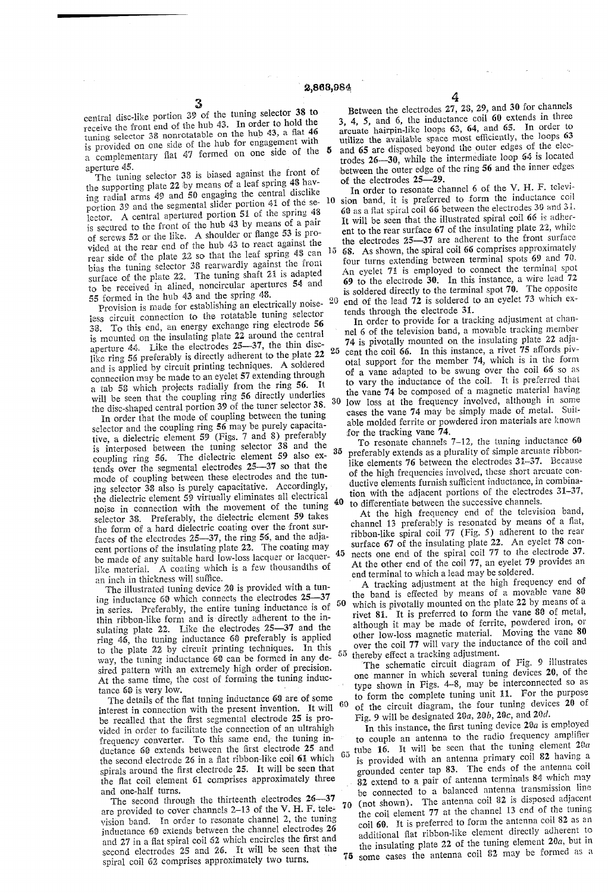central disc-like portion 39 of the tuning selector 38 to receive the front end of the hub 43. In order to hold the tuning selector 38 nonrotatable on the hub 43, a flat 46 is provided on one side of the hub for engagement with a complementary flat 47 formed on one side of the aperture 45.

The tuning selector 38 is biased against the front of the supporting plate 22 by means of a leaf spring 48 having radial arms 49 and 50 engaging the central disclike portion 39 and the segmental slider portion 41 of the selector. A central apertured portion 51 of the spring 48 is secured to the front of the hub 43 by means of a pair of screws 52 or the like. A shoulder or flange 53 is provided at the rear end of the hub 43 to react against the rear side of the plate 22 so that the leaf spring 48 can bias the tuning selector 38 rearwardly against the front surface of the plate 22. The tuning shaft 21 is adapted to be received in alined, noncircular apertures 54 and 55 formed in the hub 43 and the spring 48.

Provision is made for establishing an electrically noiseless circuit connection to the rotatable tuning selector 38. To this end, an energy exchange ring electrode 56 is mounted on the insulating plate 22 around the central aperture 44. Like the electrodes 25—37, the thin disc-like ring 56 preferably is directly adherent to the plate 22 and is applied by circuit printing techniques. A soldered connection may be made to an eyelet 57 extending through a tab 58 which projects radially from the ring 56. It will be seen that the coupling ring 56 directly underlies the disc-shaped central portion 39 of the tuner selector 38.

In order that the mode of coupling between the tuning selector and the coupling ring 56 may be purely capacitative, a dielectric element 59 (Figs. 7 and 8) preferably is interposed between the tuning selector 38 and the coupling ring 56. The dielectric element 59 also extends over the segmental electrodes 25—37 so that the mode of coupling between these electrodes and the tuning selector 38 also is purely capacitative. Accordingly, the dielectric element 59 virtually eliminates all electrical noise in connection with the movement of the tuning selector 38. Preferably, the dielectric element 59 takes the form of a hard dielectric coating over the front surfaces of the electrodes 25—37, the ring 56, and the adjacent portions of the insulating plate 22. The coating may be made of any suitable hard low-loss lacquer or lacquer-like material. A coating which is a few thousandths of an inch in thickness will suffice.

The illustrated tuning device 20 is provided with a tuning inductance 60 which connects the electrodes 25—37 in series. Preferably, the entire tuning inductance is of thin ribbon-like form and is directly adherent to the insulating plate 22. Like the electrodes 25—37 and the ring 46, the tuning inductance 60 preferably is applied to the plate 22 by circuit printing techniques. In this way, the tuning inductance 60 can be formed in any desired pattern with an extremely high order of precision. At the same time, the cost of forming the tuning inductance 60 is very low.

The details of the flat tuning inductance 60 are of some interest in connection with the present invention. It will be recalled that the first segmental electrode 25 is provided in order to facilitate the connection of an ultrahigh frequency converter. To this same end, the tuning inductance 60 extends between the first electrode 25 and the second electrode 26 in a flat ribbon-like coil 61 which spirals around the first electrode 25. It will be seen that the flat coil element 61 comprises approximately three and one-half turns.

The second through the thirteenth electrodes 26—37 are provided to cover channels 2–13 of the V. H. F. television band. In order to resonate channel 2, the tuning inductance 60 extends between the channel electrodes 26 and 27 in a flat spiral coil 62 which encircles the first and second electrodes 25 and 26. It will be seen that the spiral coil 62 comprises approximately two turns.

Between the electrodes 27, 28, 29, and 30 for channels 3, 4, 5, and 6, the inductance coil 60 extends in three arcuate hairpin-like loops 63, 64, and 65. In order to utilize the available space most efficiently, the loops 63 and 65 are disposed beyond the outer edges of the electrodes 26—30, while the intermediate loop 64 is located between the outer edge of the ring 56 and the inner edges of the electrodes 25—29.

In order to resonate channel 6 of the V. H. F. television band, it is preferred to form the inductance coil 60 as a flat spiral coil 66 between the electrodes 30 and 31. It will be seen that the illustrated spiral coil 66 is adherent to the rear surface 67 of the insulating plate 22, while the electrodes 25—37 are adherent to the front surface 68. As shown, the spiral coil 66 comprises approximately four turns extending between terminal spots 69 and 70. An eyelet 71 is employed to connect the terminal spot 69 to the electrode 30. In this instance, a wire lead 72 is soldered directly to the terminal spot 70. The opposite end of the lead 72 is soldered to an eyelet 73 which extends through the electrode 31.

In order to provide for a tracking adjustment at channel 6 of the television band, a movable tracking member 74 is pivotally mounted on the insulating plate 22 adjacent the coil 66. In this instance, a rivet 75 affords pivotal support for the member 74, which is in the form of a vane adapted to be swung over the coil 66 so as to vary the inductance of the coil. It is preferred that the vane 74 be composed of a magnetic material having low loss at the frequency involved, although in some cases the vane 74 may be simply made of metal. Suitable molded ferrite or powdered iron materials are known for the tracking vane 74.

To resonate channels 7–12, the tuning inductance 60 preferably extends as a plurality of simple arcuate ribbon-like elements 76 between the electrodes 31—37. Because of the high frequencies involved, these short arcuate conductive elements furnish sufficient inductance, in combination with the adjacent portions of the electrodes 31—37, to differentiate between the successive channels.

At the high frequency end of the television band, channel 13 preferably is resonated by means of a flat, ribbon-like spiral coil 77 (Fig. 5) adherent to the rear surface 67 of the insulating plate 22. An eyelet 78 connects one end of the spiral coil 77 to the electrode 37. At the other end of the coil 77, an eyelet 79 provides an end terminal to which a lead may be soldered.

A tracking adjustment at the high frequency end of the band is effected by means of a movable vane 80 which is pivotally mounted on the plate 22 by means of a rivet 81. It is preferred to form the vane 80 of metal, although it may be made of ferrite, powdered iron, or other low-loss magnetic material. Moving the vane 80 over the coil 77 will vary the inductance of the coil and thereby effect a tracking adjustment.

The schematic circuit diagram of Fig. 9 illustrates one manner in which several tuning devices 20, of the type shown in Figs. 4–8, may be interconnected so as to form the complete tuning unit 11. For the purpose of the circuit diagram, the four tuning devices 20 of Fig. 9 will be designated 20*a*, 20*b*, 20*c*, and 20*d*.

In this instance, the first tuning device 20*a* is employed to couple an antenna to the radio frequency amplifier tube 16. It will be seen that the tuning element 20*a* is provided with an antenna primary coil 82 having a grounded center tap 83. The ends of the antenna coil 82 extend to a pair of antenna terminals 84 which may be connected to a balanced antenna transmission line (not shown). The antenna coil 82 is disposed adjacent the coil element 77 at the channel 13 end of the tuning coil 60. It is preferred to form the antenna coil 82 as an additional flat ribbon-like element directly adherent to the insulating plate 22 of the tuning element 20*a*, but in some cases the antenna coil 82 may be formed as a